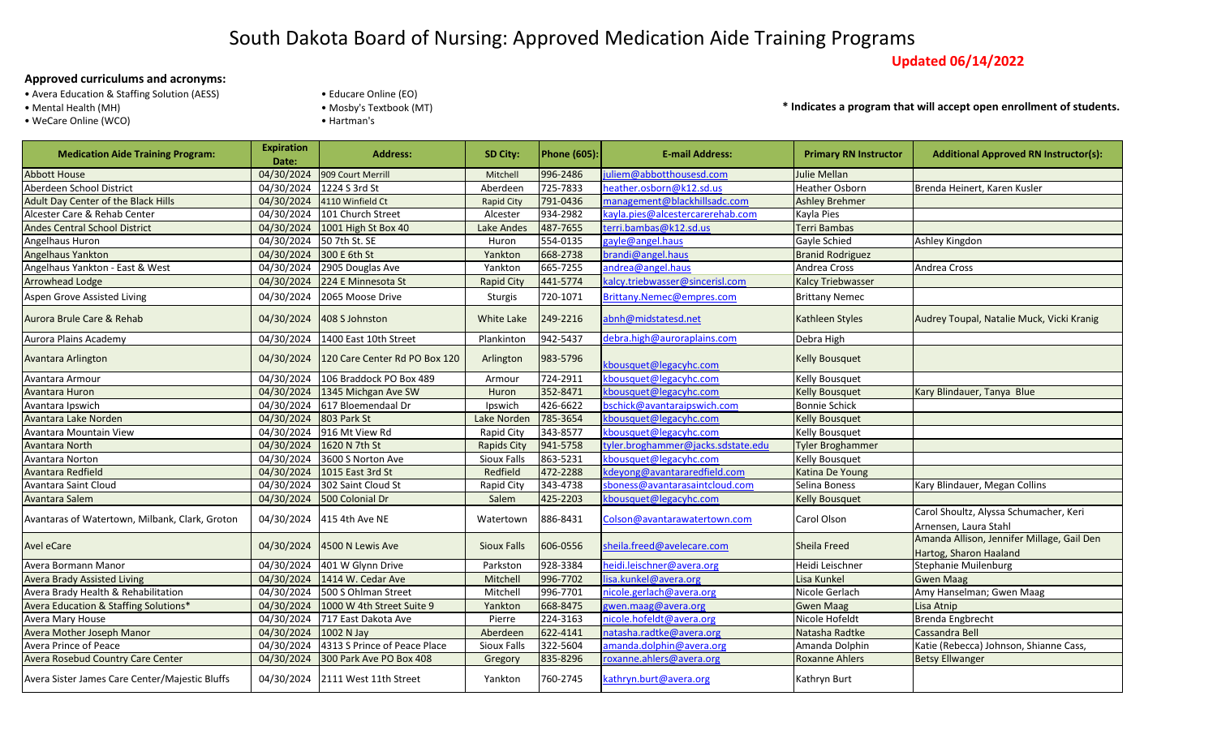# South Dakota Board of Nursing: Approved Medication Aide Training Programs

**Updated 06/14/2022**

**Approved curriculums and acronyms:**

- Avera Education & Staffing Solution (AESS)
- Mental Health (MH)
- WeCare Online (WCO)
- Educare Online (EO)
- Mosby's Textbook (MT)
- Hartman's

**\* Indicates a program that will accept open enrollment of students.**

| Medication Aide Training Program: | Expiration Date: | Address: | SD City: | Phone (605): | E-mail Address: | Primary RN Instructor | Additional Approved RN Instructor(s): |
|---|---|---|---|---|---|---|---|
| Abbott House | 04/30/2024 | 909 Court Merrill | Mitchell | 996-2486 | juliem@abbotthousesd.com | Julie Mellan | |
| Aberdeen School District | 04/30/2024 | 1224 S 3rd St | Aberdeen | 725-7833 | heather.osborn@k12.sd.us | Heather Osborn | Brenda Heinert, Karen Kusler |
| Adult Day Center of the Black Hills | 04/30/2024 | 4110 Winfield Ct | Rapid City | 791-0436 | management@blackhillsadc.com | Ashley Brehmer | |
| Alcester Care & Rehab Center | 04/30/2024 | 101 Church Street | Alcester | 934-2982 | kayla.pies@alcestercarerehab.com | Kayla Pies | |
| Andes Central School District | 04/30/2024 | 1001 High St Box 40 | Lake Andes | 487-7655 | terri.bambas@k12.sd.us | Terri Bambas | |
| Angelhaus Huron | 04/30/2024 | 50 7th St. SE | Huron | 554-0135 | gayle@angel.haus | Gayle Schied | Ashley Kingdon |
| Angelhaus Yankton | 04/30/2024 | 300 E 6th St | Yankton | 668-2738 | brandi@angel.haus | Branid Rodriguez | |
| Angelhaus Yankton - East & West | 04/30/2024 | 2905 Douglas Ave | Yankton | 665-7255 | andrea@angel.haus | Andrea Cross | Andrea Cross |
| Arrowhead Lodge | 04/30/2024 | 224 E Minnesota St | Rapid City | 441-5774 | kalcy.triebwasser@sincerisl.com | Kalcy Triebwasser | |
| Aspen Grove Assisted Living | 04/30/2024 | 2065 Moose Drive | Sturgis | 720-1071 | Brittany.Nemec@empres.com | Brittany Nemec | |
| Aurora Brule Care & Rehab | 04/30/2024 | 408 S Johnston | White Lake | 249-2216 | abnh@midstatesd.net | Kathleen Styles | Audrey Toupal, Natalie Muck, Vicki Kranig |
| Aurora Plains Academy | 04/30/2024 | 1400 East 10th Street | Plankinton | 942-5437 | debra.high@auroraplains.com | Debra High | |
| Avantara Arlington | 04/30/2024 | 120 Care Center Rd PO Box 120 | Arlington | 983-5796 | kbousquet@legacyhc.com | Kelly Bousquet | |
| Avantara Armour | 04/30/2024 | 106 Braddock PO Box 489 | Armour | 724-2911 | kbousquet@legacyhc.com | Kelly Bousquet | |
| Avantara Huron | 04/30/2024 | 1345 Michgan Ave SW | Huron | 352-8471 | kbousquet@legacyhc.com | Kelly Bousquet | Kary Blindauer, Tanya Blue |
| Avantara Ipswich | 04/30/2024 | 617 Bloemendaal Dr | Ipswich | 426-6622 | bschick@avantaraipswich.com | Bonnie Schick | |
| Avantara Lake Norden | 04/30/2024 | 803 Park St | Lake Norden | 785-3654 | kbousquet@legacyhc.com | Kelly Bousquet | |
| Avantara Mountain View | 04/30/2024 | 916 Mt View Rd | Rapid City | 343-8577 | kbousquet@legacyhc.com | Kelly Bousquet | |
| Avantara North | 04/30/2024 | 1620 N 7th St | Rapids City | 941-5758 | tyler.broghammer@jacks.sdstate.edu | Tyler Broghammer | |
| Avantara Norton | 04/30/2024 | 3600 S Norton Ave | Sioux Falls | 863-5231 | kbousquet@legacyhc.com | Kelly Bousquet | |
| Avantara Redfield | 04/30/2024 | 1015 East 3rd St | Redfield | 472-2288 | kdeyong@avantararedfield.com | Katina De Young | |
| Avantara Saint Cloud | 04/30/2024 | 302 Saint Cloud St | Rapid City | 343-4738 | sboness@avantarasaintcloud.com | Selina Boness | Kary Blindauer, Megan Collins |
| Avantara Salem | 04/30/2024 | 500 Colonial Dr | Salem | 425-2203 | kbousquet@legacyhc.com | Kelly Bousquet | |
| Avantaras of Watertown, Milbank, Clark, Groton | 04/30/2024 | 415 4th Ave NE | Watertown | 886-8431 | Colson@avantarawatertown.com | Carol Olson | Carol Shoultz, Alyssa Schumacher, Keri Arnensen, Laura Stahl |
| Avel eCare | 04/30/2024 | 4500 N Lewis Ave | Sioux Falls | 606-0556 | sheila.freed@avelecare.com | Sheila Freed | Amanda Allison, Jennifer Millage, Gail Den Hartog, Sharon Haaland |
| Avera Bormann Manor | 04/30/2024 | 401 W Glynn Drive | Parkston | 928-3384 | heidi.leischner@avera.org | Heidi Leischner | Stephanie Muilenburg |
| Avera Brady Assisted Living | 04/30/2024 | 1414 W. Cedar Ave | Mitchell | 996-7702 | lisa.kunkel@avera.org | Lisa Kunkel | Gwen Maag |
| Avera Brady Health & Rehabilitation | 04/30/2024 | 500 S Ohlman Street | Mitchell | 996-7701 | nicole.gerlach@avera.org | Nicole Gerlach | Amy Hanselman; Gwen Maag |
| Avera Education & Staffing Solutions* | 04/30/2024 | 1000 W 4th Street Suite 9 | Yankton | 668-8475 | gwen.maag@avera.org | Gwen Maag | Lisa Atnip |
| Avera Mary House | 04/30/2024 | 717 East Dakota Ave | Pierre | 224-3163 | nicole.hofeldt@avera.org | Nicole Hofeldt | Brenda Engbrecht |
| Avera Mother Joseph Manor | 04/30/2024 | 1002 N Jay | Aberdeen | 622-4141 | natasha.radtke@avera.org | Natasha Radtke | Cassandra Bell |
| Avera Prince of Peace | 04/30/2024 | 4313 S Prince of Peace Place | Sioux Falls | 322-5604 | amanda.dolphin@avera.org | Amanda Dolphin | Katie (Rebecca) Johnson, Shianne Cass, |
| Avera Rosebud Country Care Center | 04/30/2024 | 300 Park Ave PO Box 408 | Gregory | 835-8296 | roxanne.ahlers@avera.org | Roxanne Ahlers | Betsy Ellwanger |
| Avera Sister James Care Center/Majestic Bluffs | 04/30/2024 | 2111 West 11th Street | Yankton | 760-2745 | kathryn.burt@avera.org | Kathryn Burt | |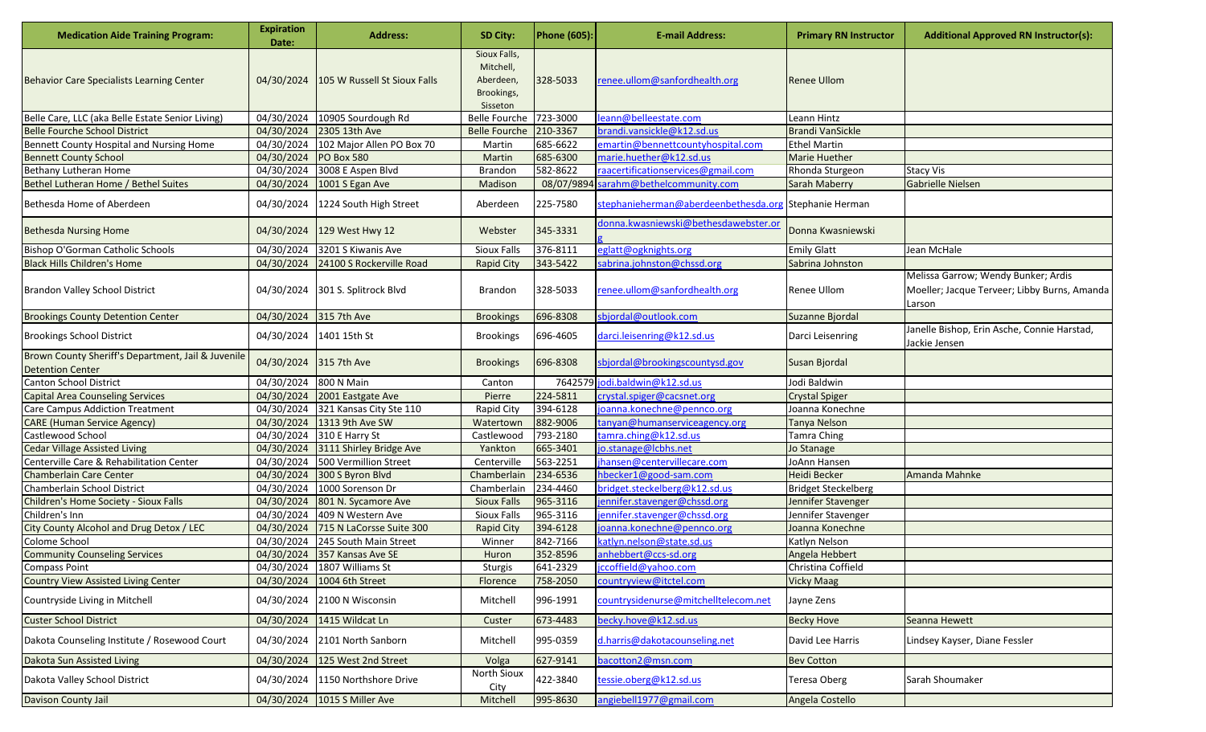| Medication Aide Training Program: | Expiration Date: | Address: | SD City: | Phone (605): | E-mail Address: | Primary RN Instructor | Additional Approved RN Instructor(s): |
|---|---|---|---|---|---|---|---|
| Behavior Care Specialists Learning Center | 04/30/2024 | 105 W Russell St Sioux Falls | Sioux Falls, Mitchell, Aberdeen, Brookings, Sisseton | 328-5033 | renee.ullom@sanfordhealth.org | Renee Ullom | |
| Belle Care, LLC (aka Belle Estate Senior Living) | 04/30/2024 | 10905 Sourdough Rd | Belle Fourche | 723-3000 | leann@belleestate.com | Leann Hintz | |
| Belle Fourche School District | 04/30/2024 | 2305 13th Ave | Belle Fourche | 210-3367 | brandi.vansickle@k12.sd.us | Brandi VanSickle | |
| Bennett County Hospital and Nursing Home | 04/30/2024 | 102 Major Allen PO Box 70 | Martin | 685-6622 | emartin@bennettcountyhospital.com | Ethel Martin | |
| Bennett County School | 04/30/2024 | PO Box 580 | Martin | 685-6300 | marie.huether@k12.sd.us | Marie Huether | |
| Bethany Lutheran Home | 04/30/2024 | 3008 E Aspen Blvd | Brandon | 582-8622 | raacertificationservices@gmail.com | Rhonda Sturgeon | Stacy Vis |
| Bethel Lutheran Home / Bethel Suites | 04/30/2024 | 1001 S Egan Ave | Madison | 08/07/9894 | sarahm@bethelcommunity.com | Sarah Maberry | Gabrielle Nielsen |
| Bethesda Home of Aberdeen | 04/30/2024 | 1224 South High Street | Aberdeen | 225-7580 | stephanieherman@aberdeenbethesda.org | Stephanie Herman | |
| Bethesda Nursing Home | 04/30/2024 | 129 West Hwy 12 | Webster | 345-3331 | donna.kwasniewski@bethesdawebster.org | Donna Kwasniewski | |
| Bishop O'Gorman Catholic Schools | 04/30/2024 | 3201 S Kiwanis Ave | Sioux Falls | 376-8111 | eglatt@ogknights.org | Emily Glatt | Jean McHale |
| Black Hills Children's Home | 04/30/2024 | 24100 S Rockerville Road | Rapid City | 343-5422 | sabrina.johnston@chssd.org | Sabrina Johnston | |
| Brandon Valley School District | 04/30/2024 | 301 S. Splitrock Blvd | Brandon | 328-5033 | renee.ullom@sanfordhealth.org | Renee Ullom | Melissa Garrow; Wendy Bunker; Ardis Moeller; Jacque Terveer; Libby Burns, Amanda Larson |
| Brookings County Detention Center | 04/30/2024 | 315 7th Ave | Brookings | 696-8308 | sbjordal@outlook.com | Suzanne Bjordal | |
| Brookings School District | 04/30/2024 | 1401 15th St | Brookings | 696-4605 | darci.leisenring@k12.sd.us | Darci Leisenring | Janelle Bishop, Erin Asche, Connie Harstad, Jackie Jensen |
| Brown County Sheriff's Department, Jail & Juvenile Detention Center | 04/30/2024 | 315 7th Ave | Brookings | 696-8308 | sbjordal@brookingscountysd.gov | Susan Bjordal | |
| Canton School District | 04/30/2024 | 800 N Main | Canton | 7642579 | jodi.baldwin@k12.sd.us | Jodi Baldwin | |
| Capital Area Counseling Services | 04/30/2024 | 2001 Eastgate Ave | Pierre | 224-5811 | crystal.spiger@cacsnet.org | Crystal Spiger | |
| Care Campus Addiction Treatment | 04/30/2024 | 321 Kansas City Ste 110 | Rapid City | 394-6128 | joanna.konechne@pennco.org | Joanna Konechne | |
| CARE (Human Service Agency) | 04/30/2024 | 1313 9th Ave SW | Watertown | 882-9006 | tanyan@humanserviceagency.org | Tanya Nelson | |
| Castlewood School | 04/30/2024 | 310 E Harry St | Castlewood | 793-2180 | tamra.ching@k12.sd.us | Tamra Ching | |
| Cedar Village Assisted Living | 04/30/2024 | 3111 Shirley Bridge Ave | Yankton | 665-3401 | jo.stanage@lcbhs.net | Jo Stanage | |
| Centerville Care & Rehabilitation Center | 04/30/2024 | 500 Vermillion Street | Centerville | 563-2251 | jhansen@centervillecare.com | JoAnn Hansen | |
| Chamberlain Care Center | 04/30/2024 | 300 S Byron Blvd | Chamberlain | 234-6536 | hbecker1@good-sam.com | Heidi Becker | Amanda Mahnke |
| Chamberlain School District | 04/30/2024 | 1000 Sorenson Dr | Chamberlain | 234-4460 | bridget.steckelberg@k12.sd.us | Bridget Steckelberg | |
| Children's Home Society - Sioux Falls | 04/30/2024 | 801 N. Sycamore Ave | Sioux Falls | 965-3116 | jennifer.stavenger@chssd.org | Jennifer Stavenger | |
| Children's Inn | 04/30/2024 | 409 N Western Ave | Sioux Falls | 965-3116 | jennifer.stavenger@chssd.org | Jennifer Stavenger | |
| City County Alcohol and Drug Detox / LEC | 04/30/2024 | 715 N LaCorsse Suite 300 | Rapid City | 394-6128 | joanna.konechne@pennco.org | Joanna Konechne | |
| Colome School | 04/30/2024 | 245 South Main Street | Winner | 842-7166 | katlyn.nelson@state.sd.us | Katlyn Nelson | |
| Community Counseling Services | 04/30/2024 | 357 Kansas Ave SE | Huron | 352-8596 | anhebbert@ccs-sd.org | Angela Hebbert | |
| Compass Point | 04/30/2024 | 1807 Williams St | Sturgis | 641-2329 | jccoffield@yahoo.com | Christina Coffield | |
| Country View Assisted Living Center | 04/30/2024 | 1004 6th Street | Florence | 758-2050 | countryview@itctel.com | Vicky Maag | |
| Countryside Living in Mitchell | 04/30/2024 | 2100 N Wisconsin | Mitchell | 996-1991 | countrysidenurse@mitchelltelecom.net | Jayne Zens | |
| Custer School District | 04/30/2024 | 1415 Wildcat Ln | Custer | 673-4483 | becky.hove@k12.sd.us | Becky Hove | Seanna Hewett |
| Dakota Counseling Institute / Rosewood Court | 04/30/2024 | 2101 North Sanborn | Mitchell | 995-0359 | d.harris@dakotacounseling.net | David Lee Harris | Lindsey Kayser, Diane Fessler |
| Dakota Sun Assisted Living | 04/30/2024 | 125 West 2nd Street | Volga | 627-9141 | bacotton2@msn.com | Bev Cotton | |
| Dakota Valley School District | 04/30/2024 | 1150 Northshore Drive | North Sioux City | 422-3840 | tessie.oberg@k12.sd.us | Teresa Oberg | Sarah Shoumaker |
| Davison County Jail | 04/30/2024 | 1015 S Miller Ave | Mitchell | 995-8630 | angiebell1977@gmail.com | Angela Costello | |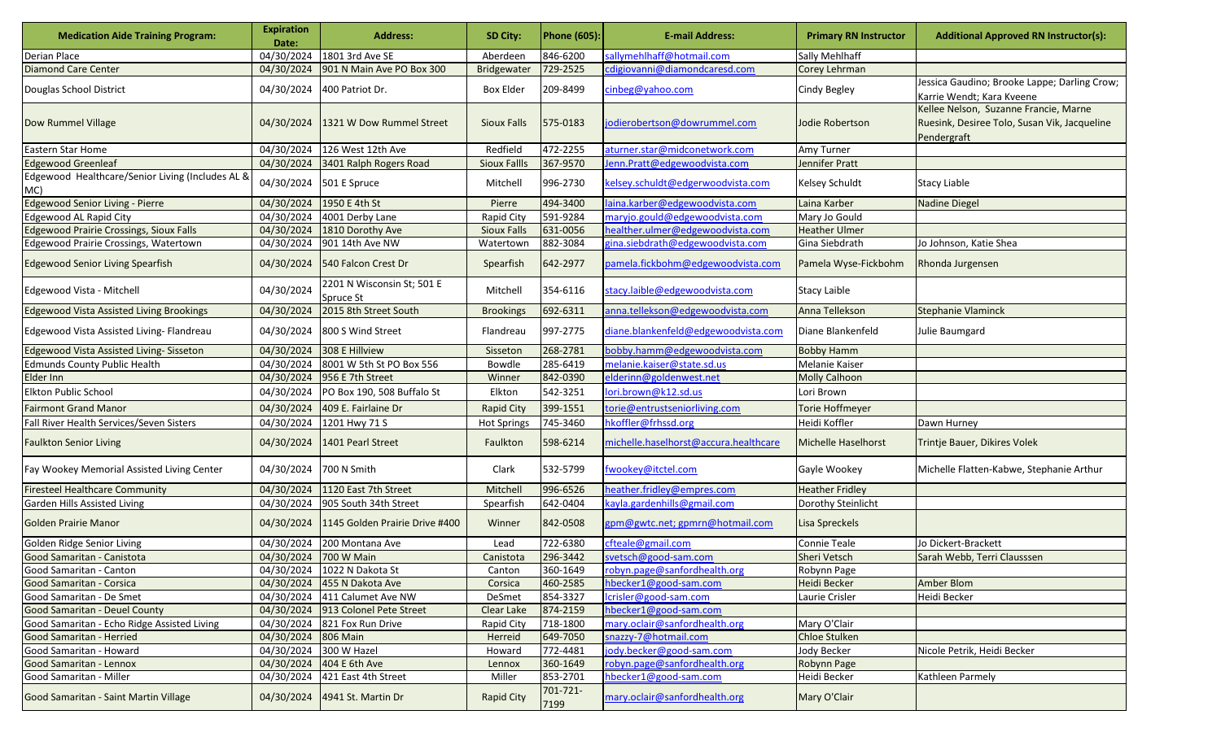| Medication Aide Training Program: | Expiration Date: | Address: | SD City: | Phone (605): | E-mail Address: | Primary RN Instructor | Additional Approved RN Instructor(s): |
|---|---|---|---|---|---|---|---|
| Derian Place | 04/30/2024 | 1801 3rd Ave SE | Aberdeen | 846-6200 | sallymehlhaff@hotmail.com | Sally Mehlhaff | |
| Diamond Care Center | 04/30/2024 | 901 N Main Ave PO Box 300 | Bridgewater | 729-2525 | cdigiovanni@diamondcaresd.com | Corey Lehrman | |
| Douglas School District | 04/30/2024 | 400 Patriot Dr. | Box Elder | 209-8499 | cinbeg@yahoo.com | Cindy Begley | Jessica Gaudino; Brooke Lappe; Darling Crow; Karrie Wendt; Kara Kveene |
| Dow Rummel Village | 04/30/2024 | 1321 W Dow Rummel Street | Sioux Falls | 575-0183 | jodierobertson@dowrummel.com | Jodie Robertson | Kellee Nelson, Suzanne Francie, Marne Ruesink, Desiree Tolo, Susan Vik, Jacqueline Pendergraft |
| Eastern Star Home | 04/30/2024 | 126 West 12th Ave | Redfield | 472-2255 | aturner.star@midconetwork.com | Amy Turner | |
| Edgewood Greenleaf | 04/30/2024 | 3401 Ralph Rogers Road | Sioux Fallls | 367-9570 | Jenn.Pratt@edgewoodvista.com | Jennifer Pratt | |
| Edgewood Healthcare/Senior Living (Includes AL & MC) | 04/30/2024 | 501 E Spruce | Mitchell | 996-2730 | kelsey.schuldt@edgerwoodvista.com | Kelsey Schuldt | Stacy Liable |
| Edgewood Senior Living - Pierre | 04/30/2024 | 1950 E 4th St | Pierre | 494-3400 | laina.karber@edgewoodvista.com | Laina Karber | Nadine Diegel |
| Edgewood AL Rapid City | 04/30/2024 | 4001 Derby Lane | Rapid City | 591-9284 | maryjo.gould@edgewoodvista.com | Mary Jo Gould | |
| Edgewood Prairie Crossings, Sioux Falls | 04/30/2024 | 1810 Dorothy Ave | Sioux Falls | 631-0056 | healther.ulmer@edgewoodvista.com | Heather Ulmer | |
| Edgewood Prairie Crossings, Watertown | 04/30/2024 | 901 14th Ave NW | Watertown | 882-3084 | gina.siebdrath@edgewoodvista.com | Gina Siebdrath | Jo Johnson, Katie Shea |
| Edgewood Senior Living Spearfish | 04/30/2024 | 540 Falcon Crest Dr | Spearfish | 642-2977 | pamela.fickbohm@edgewoodvista.com | Pamela Wyse-Fickbohm | Rhonda Jurgensen |
| Edgewood Vista - Mitchell | 04/30/2024 | 2201 N Wisconsin St; 501 E Spruce St | Mitchell | 354-6116 | stacy.laible@edgewoodvista.com | Stacy Laible | |
| Edgewood Vista Assisted Living Brookings | 04/30/2024 | 2015 8th Street South | Brookings | 692-6311 | anna.tellekson@edgewoodvista.com | Anna Tellekson | Stephanie Vlaminck |
| Edgewood Vista Assisted Living- Flandreau | 04/30/2024 | 800 S Wind Street | Flandreau | 997-2775 | diane.blankenfeld@edgewoodvista.com | Diane Blankenfeld | Julie Baumgard |
| Edgewood Vista Assisted Living- Sisseton | 04/30/2024 | 308 E Hillview | Sisseton | 268-2781 | bobby.hamm@edgewoodvista.com | Bobby Hamm | |
| Edmunds County Public Health | 04/30/2024 | 8001 W 5th St PO Box 556 | Bowdle | 285-6419 | melanie.kaiser@state.sd.us | Melanie Kaiser | |
| Elder Inn | 04/30/2024 | 956 E 7th Street | Winner | 842-0390 | elderinn@goldenwest.net | Molly Calhoon | |
| Elkton Public School | 04/30/2024 | PO Box 190, 508 Buffalo St | Elkton | 542-3251 | lori.brown@k12.sd.us | Lori Brown | |
| Fairmont Grand Manor | 04/30/2024 | 409 E. Fairlaine Dr | Rapid City | 399-1551 | torie@entrustseniorliving.com | Torie Hoffmeyer | |
| Fall River Health Services/Seven Sisters | 04/30/2024 | 1201 Hwy 71 S | Hot Springs | 745-3460 | hkoffler@frhssd.org | Heidi Koffler | Dawn Hurney |
| Faulkton Senior Living | 04/30/2024 | 1401 Pearl Street | Faulkton | 598-6214 | michelle.haselhorst@accura.healthcare | Michelle Haselhorst | Trintje Bauer, Dikires Volek |
| Fay Wookey Memorial Assisted Living Center | 04/30/2024 | 700 N Smith | Clark | 532-5799 | fwookey@itctel.com | Gayle Wookey | Michelle Flatten-Kabwe, Stephanie Arthur |
| Firesteel Healthcare Community | 04/30/2024 | 1120 East 7th Street | Mitchell | 996-6526 | heather.fridley@empres.com | Heather Fridley | |
| Garden Hills Assisted Living | 04/30/2024 | 905 South 34th Street | Spearfish | 642-0404 | kayla.gardenhills@gmail.com | Dorothy Steinlicht | |
| Golden Prairie Manor | 04/30/2024 | 1145 Golden Prairie Drive #400 | Winner | 842-0508 | gpm@gwtc.net; gpmrn@hotmail.com | Lisa Spreckels | |
| Golden Ridge Senior Living | 04/30/2024 | 200 Montana Ave | Lead | 722-6380 | cfteale@gmail.com | Connie Teale | Jo Dickert-Brackett |
| Good Samaritan - Canistota | 04/30/2024 | 700 W Main | Canistota | 296-3442 | svetsch@good-sam.com | Sheri Vetsch | Sarah Webb, Terri Clausssen |
| Good Samaritan - Canton | 04/30/2024 | 1022 N Dakota St | Canton | 360-1649 | robyn.page@sanfordhealth.org | Robynn Page | |
| Good Samaritan - Corsica | 04/30/2024 | 455 N Dakota Ave | Corsica | 460-2585 | hbecker1@good-sam.com | Heidi Becker | Amber Blom |
| Good Samaritan - De Smet | 04/30/2024 | 411 Calumet Ave NW | DeSmet | 854-3327 | lcrisler@good-sam.com | Laurie Crisler | Heidi Becker |
| Good Samaritan - Deuel County | 04/30/2024 | 913 Colonel Pete Street | Clear Lake | 874-2159 | hbecker1@good-sam.com | | |
| Good Samaritan - Echo Ridge Assisted Living | 04/30/2024 | 821 Fox Run Drive | Rapid City | 718-1800 | mary.oclair@sanfordhealth.org | Mary O'Clair | |
| Good Samaritan - Herried | 04/30/2024 | 806 Main | Herreid | 649-7050 | snazzy-7@hotmail.com | Chloe Stulken | |
| Good Samaritan - Howard | 04/30/2024 | 300 W Hazel | Howard | 772-4481 | jody.becker@good-sam.com | Jody Becker | Nicole Petrik, Heidi Becker |
| Good Samaritan - Lennox | 04/30/2024 | 404 E 6th Ave | Lennox | 360-1649 | robyn.page@sanfordhealth.org | Robynn Page | |
| Good Samaritan - Miller | 04/30/2024 | 421 East 4th Street | Miller | 853-2701 | hbecker1@good-sam.com | Heidi Becker | Kathleen Parmely |
| Good Samaritan - Saint Martin Village | 04/30/2024 | 4941 St. Martin Dr | Rapid City | 701-721-7199 | mary.oclair@sanfordhealth.org | Mary O'Clair | |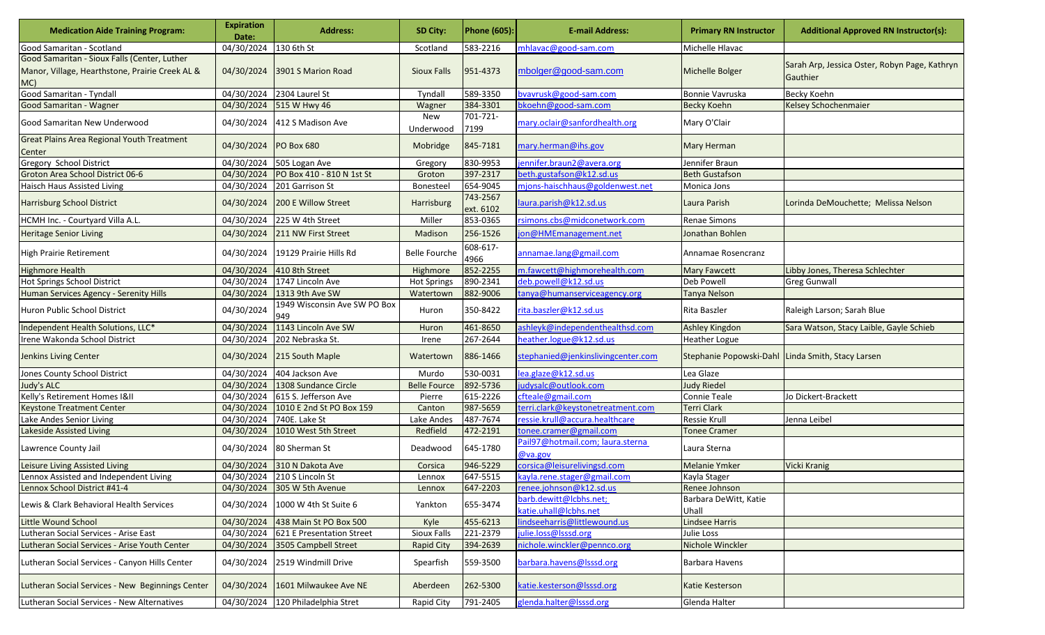| Medication Aide Training Program: | Expiration Date: | Address: | SD City: | Phone (605): | E-mail Address: | Primary RN Instructor | Additional Approved RN Instructor(s): |
|---|---|---|---|---|---|---|---|
| Good Samaritan - Scotland | 04/30/2024 | 130 6th St | Scotland | 583-2216 | mhlavac@good-sam.com | Michelle Hlavac | |
| Good Samaritan - Sioux Falls (Center, Luther Manor, Village, Hearthstone, Prairie Creek AL & MC) | 04/30/2024 | 3901 S Marion Road | Sioux Falls | 951-4373 | mbolger@good-sam.com | Michelle Bolger | Sarah Arp, Jessica Oster, Robyn Page, Kathryn Gauthier |
| Good Samaritan - Tyndall | 04/30/2024 | 2304 Laurel St | Tyndall | 589-3350 | bvavrusk@good-sam.com | Bonnie Vavruska | Becky Koehn |
| Good Samaritan - Wagner | 04/30/2024 | 515 W Hwy 46 | Wagner | 384-3301 | bkoehn@good-sam.com | Becky Koehn | Kelsey Schochenmaier |
| Good Samaritan New Underwood | 04/30/2024 | 412 S Madison Ave | New Underwood | 701-721-7199 | mary.oclair@sanfordhealth.org | Mary O'Clair | |
| Great Plains Area Regional Youth Treatment Center | 04/30/2024 | PO Box 680 | Mobridge | 845-7181 | mary.herman@ihs.gov | Mary Herman | |
| Gregory School District | 04/30/2024 | 505 Logan Ave | Gregory | 830-9953 | jennifer.braun2@avera.org | Jennifer Braun | |
| Groton Area School District 06-6 | 04/30/2024 | PO Box 410 - 810 N 1st St | Groton | 397-2317 | beth.gustafson@k12.sd.us | Beth Gustafson | |
| Haisch Haus Assisted Living | 04/30/2024 | 201 Garrison St | Bonesteel | 654-9045 | mjons-haischhaus@goldenwest.net | Monica Jons | |
| Harrisburg School District | 04/30/2024 | 200 E Willow Street | Harrisburg | 743-2567 ext. 6102 | laura.parish@k12.sd.us | Laura Parish | Lorinda DeMouchette; Melissa Nelson |
| HCMH Inc. - Courtyard Villa A.L. | 04/30/2024 | 225 W 4th Street | Miller | 853-0365 | rsimons.cbs@midconetwork.com | Renae Simons | |
| Heritage Senior Living | 04/30/2024 | 211 NW First Street | Madison | 256-1526 | jon@HMEmanagement.net | Jonathan Bohlen | |
| High Prairie Retirement | 04/30/2024 | 19129 Prairie Hills Rd | Belle Fourche | 608-617-4966 | annamae.lang@gmail.com | Annamae Rosencranz | |
| Highmore Health | 04/30/2024 | 410 8th Street | Highmore | 852-2255 | m.fawcett@highmorehealth.com | Mary Fawcett | Libby Jones, Theresa Schlechter |
| Hot Springs School District | 04/30/2024 | 1747 Lincoln Ave | Hot Springs | 890-2341 | deb.powell@k12.sd.us | Deb Powell | Greg Gunwall |
| Human Services Agency - Serenity Hills | 04/30/2024 | 1313 9th Ave SW | Watertown | 882-9006 | tanya@humanserviceagency.org | Tanya Nelson | |
| Huron Public School District | 04/30/2024 | 1949 Wisconsin Ave SW PO Box 949 | Huron | 350-8422 | rita.baszler@k12.sd.us | Rita Baszler | Raleigh Larson; Sarah Blue |
| Independent Health Solutions, LLC* | 04/30/2024 | 1143 Lincoln Ave SW | Huron | 461-8650 | ashleyk@independenthealthsd.com | Ashley Kingdon | Sara Watson, Stacy Laible, Gayle Schieb |
| Irene Wakonda School District | 04/30/2024 | 202 Nebraska St. | Irene | 267-2644 | heather.logue@k12.sd.us | Heather Logue | |
| Jenkins Living Center | 04/30/2024 | 215 South Maple | Watertown | 886-1466 | stephanied@jenkinslivingcenter.com | Stephanie Popowski-Dahl | Linda Smith, Stacy Larsen |
| Jones County School District | 04/30/2024 | 404 Jackson Ave | Murdo | 530-0031 | lea.glaze@k12.sd.us | Lea Glaze | |
| Judy's ALC | 04/30/2024 | 1308 Sundance Circle | Belle Fource | 892-5736 | judysalc@outlook.com | Judy Riedel | |
| Kelly's Retirement Homes I&II | 04/30/2024 | 615 S. Jefferson Ave | Pierre | 615-2226 | cfteale@gmail.com | Connie Teale | Jo Dickert-Brackett |
| Keystone Treatment Center | 04/30/2024 | 1010 E 2nd St PO Box 159 | Canton | 987-5659 | terri.clark@keystonetreatment.com | Terri Clark | |
| Lake Andes Senior Living | 04/30/2024 | 740E. Lake St | Lake Andes | 487-7674 | ressie.krull@accura.healthcare | Ressie Krull | Jenna Leibel |
| Lakeside Assisted Living | 04/30/2024 | 1010 West 5th Street | Redfield | 472-2191 | tonee.cramer@gmail.com | Tonee Cramer | |
| Lawrence County Jail | 04/30/2024 | 80 Sherman St | Deadwood | 645-1780 | Pail97@hotmail.com; laura.sterna @va.gov | Laura Sterna | |
| Leisure Living Assisted Living | 04/30/2024 | 310 N Dakota Ave | Corsica | 946-5229 | corsica@leisurelivingsd.com | Melanie Ymker | Vicki Kranig |
| Lennox Assisted and Independent Living | 04/30/2024 | 210 S Lincoln St | Lennox | 647-5515 | kayla.rene.stager@gmail.com | Kayla Stager | |
| Lennox School District #41-4 | 04/30/2024 | 305 W 5th Avenue | Lennox | 647-2203 | renee.johnson@k12.sd.us | Renee Johnson | |
| Lewis & Clark Behavioral Health Services | 04/30/2024 | 1000 W 4th St Suite 6 | Yankton | 655-3474 | barb.dewitt@lcbhs.net; katie.uhall@lcbhs.net | Barbara DeWitt, Katie Uhall | |
| Little Wound School | 04/30/2024 | 438 Main St PO Box 500 | Kyle | 455-6213 | lindseeharris@littlewound.us | Lindsee Harris | |
| Lutheran Social Services - Arise East | 04/30/2024 | 621 E Presentation Street | Sioux Falls | 221-2379 | julie.loss@lsssd.org | Julie Loss | |
| Lutheran Social Services - Arise Youth Center | 04/30/2024 | 3505 Campbell Street | Rapid City | 394-2639 | nichole.winckler@pennco.org | Nichole Winckler | |
| Lutheran Social Services - Canyon Hills Center | 04/30/2024 | 2519 Windmill Drive | Spearfish | 559-3500 | barbara.havens@lsssd.org | Barbara Havens | |
| Lutheran Social Services - New Beginnings Center | 04/30/2024 | 1601 Milwaukee Ave NE | Aberdeen | 262-5300 | katie.kesterson@lsssd.org | Katie Kesterson | |
| Lutheran Social Services - New Alternatives | 04/30/2024 | 120 Philadelphia Stret | Rapid City | 791-2405 | glenda.halter@lsssd.org | Glenda Halter | |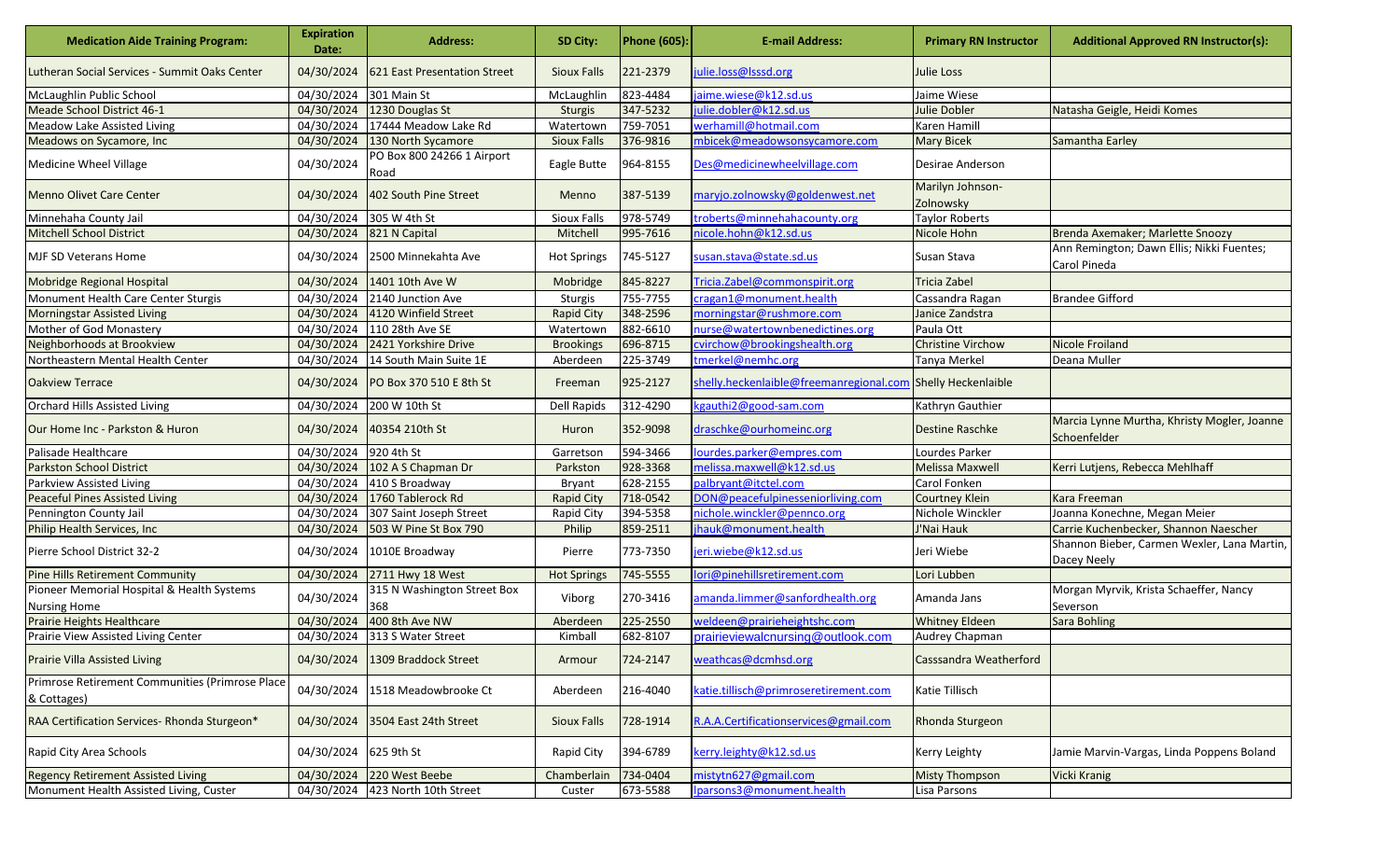| Medication Aide Training Program: | Expiration Date: | Address: | SD City: | Phone (605): | E-mail Address: | Primary RN Instructor | Additional Approved RN Instructor(s): |
|---|---|---|---|---|---|---|---|
| Lutheran Social Services - Summit Oaks Center | 04/30/2024 | 621 East Presentation Street | Sioux Falls | 221-2379 | julie.loss@lsssd.org | Julie Loss | |
| McLaughlin Public School | 04/30/2024 | 301 Main St | McLaughlin | 823-4484 | jaime.wiese@k12.sd.us | Jaime Wiese | |
| Meade School District 46-1 | 04/30/2024 | 1230 Douglas St | Sturgis | 347-5232 | julie.dobler@k12.sd.us | Julie Dobler | Natasha Geigle, Heidi Komes |
| Meadow Lake Assisted Living | 04/30/2024 | 17444 Meadow Lake Rd | Watertown | 759-7051 | werhamill@hotmail.com | Karen Hamill | |
| Meadows on Sycamore, Inc | 04/30/2024 | 130 North Sycamore | Sioux Falls | 376-9816 | mbicek@meadowsonsycamore.com | Mary Bicek | Samantha Earley |
| Medicine Wheel Village | 04/30/2024 | PO Box 800 24266 1 Airport Road | Eagle Butte | 964-8155 | Des@medicinewheelvillage.com | Desirae Anderson | |
| Menno Olivet Care Center | 04/30/2024 | 402 South Pine Street | Menno | 387-5139 | maryjo.zolnowsky@goldenwest.net | Marilyn Johnson-Zolnowsky | |
| Minnehaha County Jail | 04/30/2024 | 305 W 4th St | Sioux Falls | 978-5749 | troberts@minnehahacounty.org | Taylor Roberts | |
| Mitchell School District | 04/30/2024 | 821 N Capital | Mitchell | 995-7616 | nicole.hohn@k12.sd.us | Nicole Hohn | Brenda Axemaker; Marlette Snoozy |
| MJF SD Veterans Home | 04/30/2024 | 2500 Minnekahta Ave | Hot Springs | 745-5127 | susan.stava@state.sd.us | Susan Stava | Ann Remington; Dawn Ellis; Nikki Fuentes; Carol Pineda |
| Mobridge Regional Hospital | 04/30/2024 | 1401 10th Ave W | Mobridge | 845-8227 | Tricia.Zabel@commonspirit.org | Tricia Zabel | |
| Monument Health Care Center Sturgis | 04/30/2024 | 2140 Junction Ave | Sturgis | 755-7755 | cragan1@monument.health | Cassandra Ragan | Brandee Gifford |
| Morningstar Assisted Living | 04/30/2024 | 4120 Winfield Street | Rapid City | 348-2596 | morningstar@rushmore.com | Janice Zandstra | |
| Mother of God Monastery | 04/30/2024 | 110 28th Ave SE | Watertown | 882-6610 | nurse@watertownbenedictines.org | Paula Ott | |
| Neighborhoods at Brookview | 04/30/2024 | 2421 Yorkshire Drive | Brookings | 696-8715 | cvirchow@brookingshealth.org | Christine Virchow | Nicole Froiland |
| Northeastern Mental Health Center | 04/30/2024 | 14 South Main Suite 1E | Aberdeen | 225-3749 | tmerkel@nemhc.org | Tanya Merkel | Deana Muller |
| Oakview Terrace | 04/30/2024 | PO Box 370 510 E 8th St | Freeman | 925-2127 | shelly.heckenlaible@freemanregional.com | Shelly Heckenlaible | |
| Orchard Hills Assisted Living | 04/30/2024 | 200 W 10th St | Dell Rapids | 312-4290 | kgauthi2@good-sam.com | Kathryn Gauthier | |
| Our Home Inc - Parkston & Huron | 04/30/2024 | 40354 210th St | Huron | 352-9098 | draschke@ourhomeinc.org | Destine Raschke | Marcia Lynne Murtha, Khristy Mogler, Joanne Schoenfelder |
| Palisade Healthcare | 04/30/2024 | 920 4th St | Garretson | 594-3466 | lourdes.parker@empres.com | Lourdes Parker | |
| Parkston School District | 04/30/2024 | 102 A S Chapman Dr | Parkston | 928-3368 | melissa.maxwell@k12.sd.us | Melissa Maxwell | Kerri Lutjens, Rebecca Mehlhaff |
| Parkview Assisted Living | 04/30/2024 | 410 S Broadway | Bryant | 628-2155 | palbryant@itctel.com | Carol Fonken | |
| Peaceful Pines Assisted Living | 04/30/2024 | 1760 Tablerock Rd | Rapid City | 718-0542 | DON@peacefulpinesseniorliving.com | Courtney Klein | Kara Freeman |
| Pennington County Jail | 04/30/2024 | 307 Saint Joseph Street | Rapid City | 394-5358 | nichole.winckler@pennco.org | Nichole Winckler | Joanna Konechne, Megan Meier |
| Philip Health Services, Inc | 04/30/2024 | 503 W Pine St Box 790 | Philip | 859-2511 | jhauk@monument.health | J'Nai Hauk | Carrie Kuchenbecker, Shannon Naescher |
| Pierre School District 32-2 | 04/30/2024 | 1010E Broadway | Pierre | 773-7350 | jeri.wiebe@k12.sd.us | Jeri Wiebe | Shannon Bieber, Carmen Wexler, Lana Martin, Dacey Neely |
| Pine Hills Retirement Community | 04/30/2024 | 2711 Hwy 18 West | Hot Springs | 745-5555 | lori@pinehillsretirement.com | Lori Lubben | |
| Pioneer Memorial Hospital & Health Systems Nursing Home | 04/30/2024 | 315 N Washington Street Box 368 | Viborg | 270-3416 | amanda.limmer@sanfordhealth.org | Amanda Jans | Morgan Myrvik, Krista Schaeffer, Nancy Severson |
| Prairie Heights Healthcare | 04/30/2024 | 400 8th Ave NW | Aberdeen | 225-2550 | weldeen@prairieheightshc.com | Whitney Eldeen | Sara Bohling |
| Prairie View Assisted Living Center | 04/30/2024 | 313 S Water Street | Kimball | 682-8107 | prairieviewalcnursing@outlook.com | Audrey Chapman | |
| Prairie Villa Assisted Living | 04/30/2024 | 1309 Braddock Street | Armour | 724-2147 | weathcas@dcmhsd.org | Casssandra Weatherford | |
| Primrose Retirement Communities (Primrose Place & Cottages) | 04/30/2024 | 1518 Meadowbrooke Ct | Aberdeen | 216-4040 | katie.tillisch@primroseretirement.com | Katie Tillisch | |
| RAA Certification Services- Rhonda Sturgeon* | 04/30/2024 | 3504 East 24th Street | Sioux Falls | 728-1914 | R.A.A.Certificationservices@gmail.com | Rhonda Sturgeon | |
| Rapid City Area Schools | 04/30/2024 | 625 9th St | Rapid City | 394-6789 | kerry.leighty@k12.sd.us | Kerry Leighty | Jamie Marvin-Vargas, Linda Poppens Boland |
| Regency Retirement Assisted Living | 04/30/2024 | 220 West Beebe | Chamberlain | 734-0404 | mistytn627@gmail.com | Misty Thompson | Vicki Kranig |
| Monument Health Assisted Living, Custer | 04/30/2024 | 423 North 10th Street | Custer | 673-5588 | lparsons3@monument.health | Lisa Parsons | |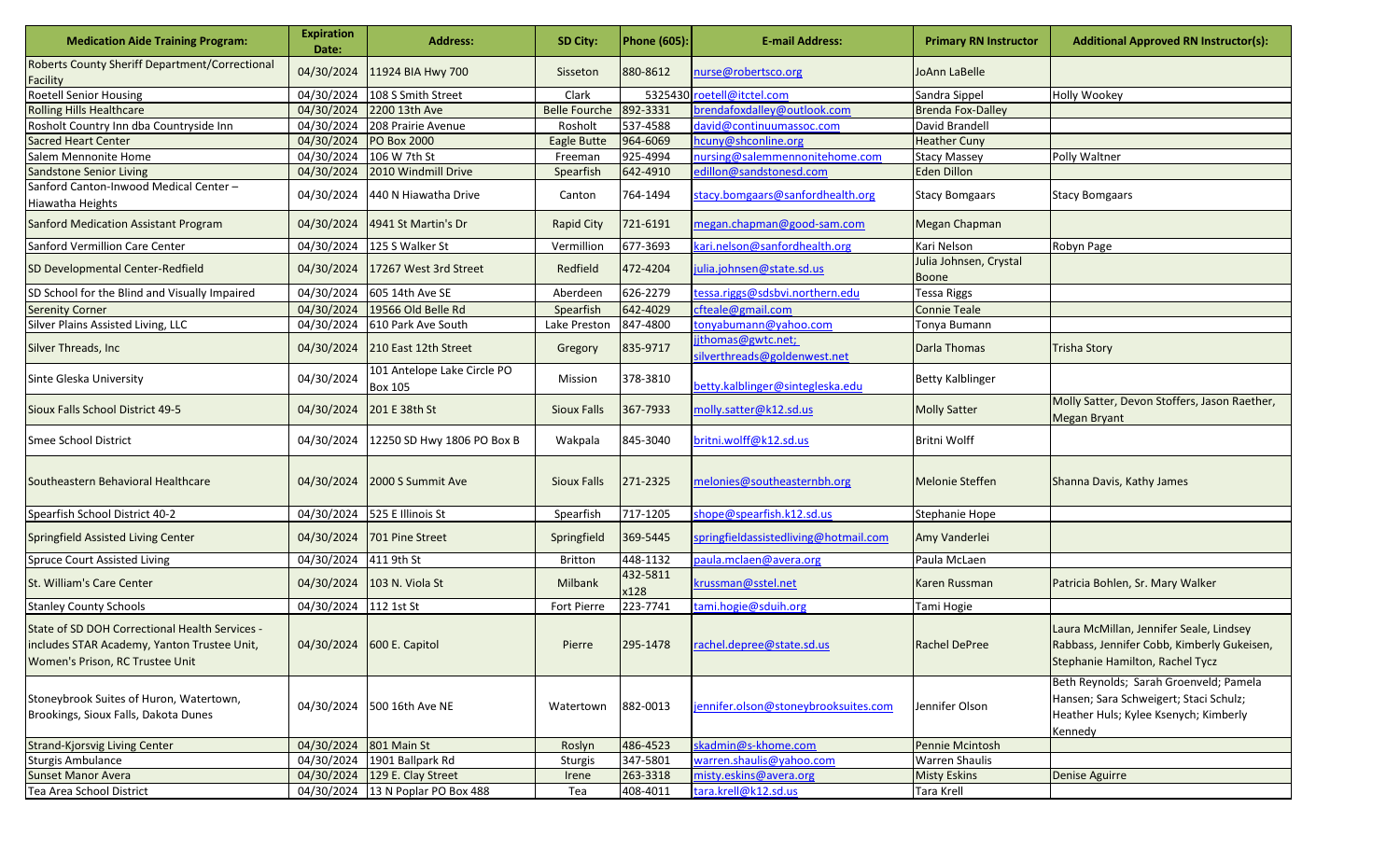| Medication Aide Training Program: | Expiration Date: | Address: | SD City: | Phone (605): | E-mail Address: | Primary RN Instructor | Additional Approved RN Instructor(s): |
|---|---|---|---|---|---|---|---|
| Roberts County Sheriff Department/Correctional Facility | 04/30/2024 | 11924 BIA Hwy 700 | Sisseton | 880-8612 | nurse@robertsco.org | JoAnn LaBelle | |
| Roetell Senior Housing | 04/30/2024 | 108 S Smith Street | Clark | 5325430 | roetell@itctel.com | Sandra Sippel | Holly Wookey |
| Rolling Hills Healthcare | 04/30/2024 | 2200 13th Ave | Belle Fourche | 892-3331 | brendafoxdalley@outlook.com | Brenda Fox-Dalley | |
| Rosholt Country Inn dba Countryside Inn | 04/30/2024 | 208 Prairie Avenue | Rosholt | 537-4588 | david@continuumassoc.com | David Brandell | |
| Sacred Heart Center | 04/30/2024 | PO Box 2000 | Eagle Butte | 964-6069 | hcuny@shconline.org | Heather Cuny | |
| Salem Mennonite Home | 04/30/2024 | 106 W 7th St | Freeman | 925-4994 | nursing@salemmennonitehome.com | Stacy Massey | Polly Waltner |
| Sandstone Senior Living | 04/30/2024 | 2010 Windmill Drive | Spearfish | 642-4910 | edillon@sandstonesd.com | Eden Dillon | |
| Sanford Canton-Inwood Medical Center – Hiawatha Heights | 04/30/2024 | 440 N Hiawatha Drive | Canton | 764-1494 | stacy.bomgaars@sanfordhealth.org | Stacy Bomgaars | Stacy Bomgaars |
| Sanford Medication Assistant Program | 04/30/2024 | 4941 St Martin's Dr | Rapid City | 721-6191 | megan.chapman@good-sam.com | Megan Chapman | |
| Sanford Vermillion Care Center | 04/30/2024 | 125 S Walker St | Vermillion | 677-3693 | kari.nelson@sanfordhealth.org | Kari Nelson | Robyn Page |
| SD Developmental Center-Redfield | 04/30/2024 | 17267 West 3rd Street | Redfield | 472-4204 | julia.johnsen@state.sd.us | Julia Johnsen, Crystal Boone | |
| SD School for the Blind and Visually Impaired | 04/30/2024 | 605 14th Ave SE | Aberdeen | 626-2279 | tessa.riggs@sdsbvi.northern.edu | Tessa Riggs | |
| Serenity Corner | 04/30/2024 | 19566 Old Belle Rd | Spearfish | 642-4029 | cfteale@gmail.com | Connie Teale | |
| Silver Plains Assisted Living, LLC | 04/30/2024 | 610 Park Ave South | Lake Preston | 847-4800 | tonyabumann@yahoo.com | Tonya Bumann | |
| Silver Threads, Inc | 04/30/2024 | 210 East 12th Street | Gregory | 835-9717 | jjthomas@gwtc.net; silverthreads@goldenwest.net | Darla Thomas | Trisha Story |
| Sinte Gleska University | 04/30/2024 | 101 Antelope Lake Circle PO Box 105 | Mission | 378-3810 | betty.kalblinger@sintegleska.edu | Betty Kalblinger | |
| Sioux Falls School District 49-5 | 04/30/2024 | 201 E 38th St | Sioux Falls | 367-7933 | molly.satter@k12.sd.us | Molly Satter | Molly Satter, Devon Stoffers, Jason Raether, Megan Bryant |
| Smee School District | 04/30/2024 | 12250 SD Hwy 1806 PO Box B | Wakpala | 845-3040 | britni.wolff@k12.sd.us | Britni Wolff | |
| Southeastern Behavioral Healthcare | 04/30/2024 | 2000 S Summit Ave | Sioux Falls | 271-2325 | melonies@southeasternbh.org | Melonie Steffen | Shanna Davis, Kathy James |
| Spearfish School District 40-2 | 04/30/2024 | 525 E Illinois St | Spearfish | 717-1205 | shope@spearfish.k12.sd.us | Stephanie Hope | |
| Springfield Assisted Living Center | 04/30/2024 | 701 Pine Street | Springfield | 369-5445 | springfieldassistedliving@hotmail.com | Amy Vanderlei | |
| Spruce Court Assisted Living | 04/30/2024 | 411 9th St | Britton | 448-1132 | paula.mclaen@avera.org | Paula McLaen | |
| St. William's Care Center | 04/30/2024 | 103 N. Viola St | Milbank | 432-5811 x128 | krussman@sstel.net | Karen Russman | Patricia Bohlen, Sr. Mary Walker |
| Stanley County Schools | 04/30/2024 | 112 1st St | Fort Pierre | 223-7741 | tami.hogie@sduih.org | Tami Hogie | |
| State of SD DOH Correctional Health Services - includes STAR Academy, Yanton Trustee Unit, Women's Prison, RC Trustee Unit | 04/30/2024 | 600 E. Capitol | Pierre | 295-1478 | rachel.depree@state.sd.us | Rachel DePree | Laura McMillan, Jennifer Seale, Lindsey Rabbass, Jennifer Cobb, Kimberly Gukeisen, Stephanie Hamilton, Rachel Tycz |
| Stoneybrook Suites of Huron, Watertown, Brookings, Sioux Falls, Dakota Dunes | 04/30/2024 | 500 16th Ave NE | Watertown | 882-0013 | jennifer.olson@stoneybrooksuites.com | Jennifer Olson | Beth Reynolds; Sarah Groenveld; Pamela Hansen; Sara Schweigert; Staci Schulz; Heather Huls; Kylee Ksenych; Kimberly Kennedy |
| Strand-Kjorsvig Living Center | 04/30/2024 | 801 Main St | Roslyn | 486-4523 | skadmin@s-khome.com | Pennie Mcintosh | |
| Sturgis Ambulance | 04/30/2024 | 1901 Ballpark Rd | Sturgis | 347-5801 | warren.shaulis@yahoo.com | Warren Shaulis | |
| Sunset Manor Avera | 04/30/2024 | 129 E. Clay Street | Irene | 263-3318 | misty.eskins@avera.org | Misty Eskins | Denise Aguirre |
| Tea Area School District | 04/30/2024 | 13 N Poplar PO Box 488 | Tea | 408-4011 | tara.krell@k12.sd.us | Tara Krell | |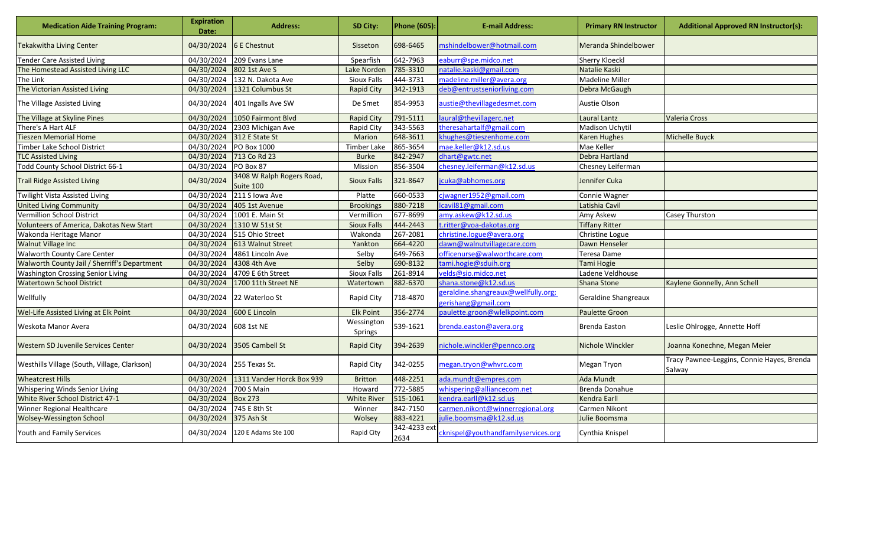| Medication Aide Training Program: | Expiration Date: | Address: | SD City: | Phone (605): | E-mail Address: | Primary RN Instructor | Additional Approved RN Instructor(s): |
|---|---|---|---|---|---|---|---|
| Tekakwitha Living Center | 04/30/2024 | 6 E Chestnut | Sisseton | 698-6465 | mshindelbower@hotmail.com | Meranda Shindelbower | |
| Tender Care Assisted Living | 04/30/2024 | 209 Evans Lane | Spearfish | 642-7963 | eaburr@spe.midco.net | Sherry Kloeckl | |
| The Homestead Assisted Living LLC | 04/30/2024 | 802 1st Ave S | Lake Norden | 785-3310 | natalie.kaski@gmail.com | Natalie Kaski | |
| The Link | 04/30/2024 | 132 N. Dakota Ave | Sioux Falls | 444-3731 | madeline.miller@avera.org | Madeline Miller | |
| The Victorian Assisted Living | 04/30/2024 | 1321 Columbus St | Rapid City | 342-1913 | deb@entrustseniorliving.com | Debra McGaugh | |
| The Village Assisted Living | 04/30/2024 | 401 Ingalls Ave SW | De Smet | 854-9953 | austie@thevillagedesmet.com | Austie Olson | |
| The Village at Skyline Pines | 04/30/2024 | 1050 Fairmont Blvd | Rapid City | 791-5111 | laural@thevillagerc.net | Laural Lantz | Valeria Cross |
| There's A Hart ALF | 04/30/2024 | 2303 Michigan Ave | Rapid City | 343-5563 | theresahartalf@gmail.com | Madison Uchytil | |
| Tieszen Memorial Home | 04/30/2024 | 312 E State St | Marion | 648-3611 | khughes@tieszenhome.com | Karen Hughes | Michelle Buyck |
| Timber Lake School District | 04/30/2024 | PO Box 1000 | Timber Lake | 865-3654 | mae.keller@k12.sd.us | Mae Keller | |
| TLC Assisted Living | 04/30/2024 | 713 Co Rd 23 | Burke | 842-2947 | dhart@gwtc.net | Debra Hartland | |
| Todd County School District 66-1 | 04/30/2024 | PO Box 87 | Mission | 856-3504 | chesney.leiferman@k12.sd.us | Chesney Leiferman | |
| Trail Ridge Assisted Living | 04/30/2024 | 3408 W Ralph Rogers Road, Suite 100 | Sioux Falls | 321-8647 | jcuka@abhomes.org | Jennifer Cuka | |
| Twilight Vista Assisted Living | 04/30/2024 | 211 S Iowa Ave | Platte | 660-0533 | cjwagner1952@gmail.com | Connie Wagner | |
| United Living Community | 04/30/2024 | 405 1st Avenue | Brookings | 880-7218 | lcavil81@gmail.com | Latishia Cavil | |
| Vermillion School District | 04/30/2024 | 1001 E. Main St | Vermillion | 677-8699 | amy.askew@k12.sd.us | Amy Askew | Casey Thurston |
| Volunteers of America, Dakotas New Start | 04/30/2024 | 1310 W 51st St | Sioux Falls | 444-2443 | t.ritter@voa-dakotas.org | Tiffany Ritter | |
| Wakonda Heritage Manor | 04/30/2024 | 515 Ohio Street | Wakonda | 267-2081 | christine.logue@avera.org | Christine Logue | |
| Walnut Village Inc | 04/30/2024 | 613 Walnut Street | Yankton | 664-4220 | dawn@walnutvillagecare.com | Dawn Henseler | |
| Walworth County Care Center | 04/30/2024 | 4861 Lincoln Ave | Selby | 649-7663 | officenurse@walworthcare.com | Teresa Dame | |
| Walworth County Jail / Sherriff's Department | 04/30/2024 | 4308 4th Ave | Selby | 690-8132 | tami.hogie@sduih.org | Tami Hogie | |
| Washington Crossing Senior Living | 04/30/2024 | 4709 E 6th Street | Sioux Falls | 261-8914 | velds@sio.midco.net | Ladene Veldhouse | |
| Watertown School District | 04/30/2024 | 1700 11th Street NE | Watertown | 882-6370 | shana.stone@k12.sd.us | Shana Stone | Kaylene Gonnelly, Ann Schell |
| Wellfully | 04/30/2024 | 22 Waterloo St | Rapid City | 718-4870 | geraldine.shangreaux@wellfully.org; gerishang@gmail.com | Geraldine Shangreaux | |
| Wel-Life Assisted Living at Elk Point | 04/30/2024 | 600 E Lincoln | Elk Point | 356-2774 | paulette.groon@wlelkpoint.com | Paulette Groon | |
| Weskota Manor Avera | 04/30/2024 | 608 1st NE | Wessington Springs | 539-1621 | brenda.easton@avera.org | Brenda Easton | Leslie Ohlrogge, Annette Hoff |
| Western SD Juvenile Services Center | 04/30/2024 | 3505 Cambell St | Rapid City | 394-2639 | nichole.winckler@pennco.org | Nichole Winckler | Joanna Konechne, Megan Meier |
| Westhills Village (South, Village, Clarkson) | 04/30/2024 | 255 Texas St. | Rapid City | 342-0255 | megan.tryon@whvrc.com | Megan Tryon | Tracy Pawnee-Leggins, Connie Hayes, Brenda Salway |
| Wheatcrest Hills | 04/30/2024 | 1311 Vander Horck Box 939 | Britton | 448-2251 | ada.mundt@empres.com | Ada Mundt | |
| Whispering Winds Senior Living | 04/30/2024 | 700 S Main | Howard | 772-5885 | whispering@alliancecom.net | Brenda Donahue | |
| White River School District 47-1 | 04/30/2024 | Box 273 | White River | 515-1061 | kendra.earll@k12.sd.us | Kendra Earll | |
| Winner Regional Healthcare | 04/30/2024 | 745 E 8th St | Winner | 842-7150 | carmen.nikont@winnerregional.org | Carmen Nikont | |
| Wolsey-Wessington School | 04/30/2024 | 375 Ash St | Wolsey | 883-4221 | julie.boomsma@k12.sd.us | Julie Boomsma | |
| Youth and Family Services | 04/30/2024 | 120 E Adams Ste 100 | Rapid City | 342-4233 ext 2634 | cknispel@youthandfamilyservices.org | Cynthia Knispel | |